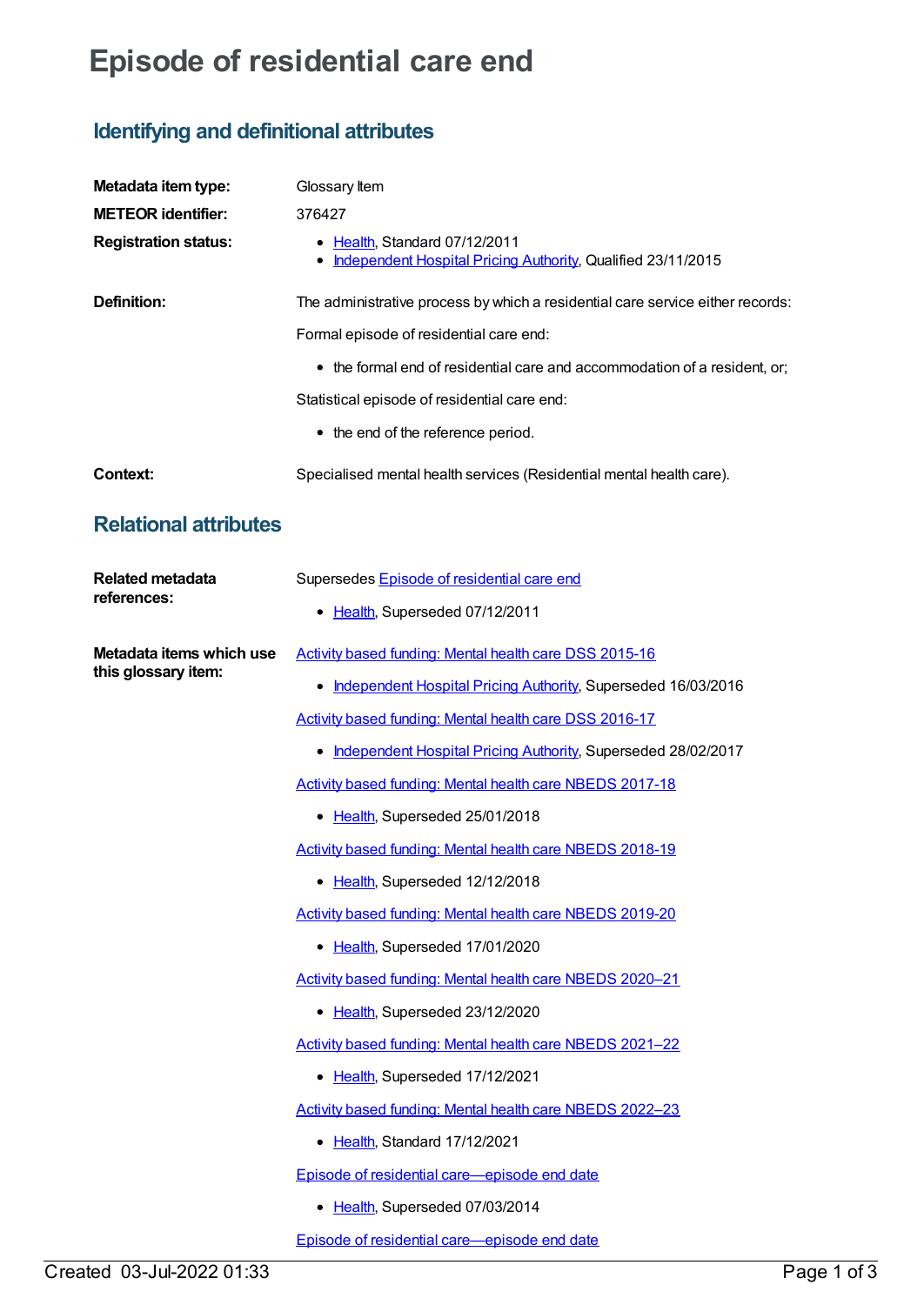# Episode of residential care end

## Identifying and definitional attributes

**Metadata item type:** Glossary Item

**METEOR identifier:** 376427

**Registration status:**

- Health, Standard 07/12/2011
- Independent Hospital Pricing Authority, Qualified 23/11/2015

**Definition:** The administrative process by which a residential care service either records:

Formal episode of residential care end:

- the formal end of residential care and accommodation of a resident, or;

Statistical episode of residential care end:

- the end of the reference period.

**Context:** Specialised mental health services (Residential mental health care).

## Relational attributes

**Related metadata references:** Supersedes Episode of residential care end

- Health, Superseded 07/12/2011

**Metadata items which use this glossary item:**

Activity based funding: Mental health care DSS 2015-16

- Independent Hospital Pricing Authority, Superseded 16/03/2016

Activity based funding: Mental health care DSS 2016-17

- Independent Hospital Pricing Authority, Superseded 28/02/2017

Activity based funding: Mental health care NBEDS 2017-18

- Health, Superseded 25/01/2018

Activity based funding: Mental health care NBEDS 2018-19

- Health, Superseded 12/12/2018

Activity based funding: Mental health care NBEDS 2019-20

- Health, Superseded 17/01/2020

Activity based funding: Mental health care NBEDS 2020–21

- Health, Superseded 23/12/2020

Activity based funding: Mental health care NBEDS 2021–22

- Health, Superseded 17/12/2021

Activity based funding: Mental health care NBEDS 2022–23

- Health, Standard 17/12/2021

Episode of residential care—episode end date

- Health, Superseded 07/03/2014

Episode of residential care—episode end date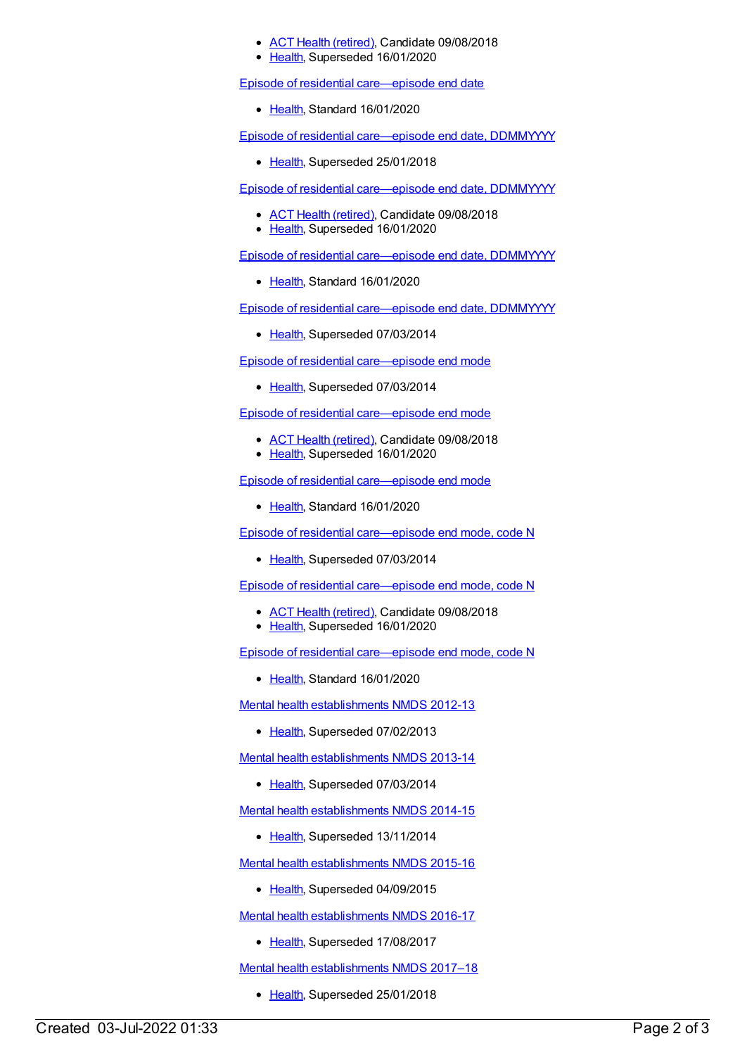- ACT Health (retired), Candidate 09/08/2018
- Health, Superseded 16/01/2020

Episode of residential care—episode end date

- Health, Standard 16/01/2020

Episode of residential care—episode end date, DDMMYYYY

- Health, Superseded 25/01/2018

Episode of residential care—episode end date, DDMMYYYY

- ACT Health (retired), Candidate 09/08/2018
- Health, Superseded 16/01/2020

Episode of residential care—episode end date, DDMMYYYY

- Health, Standard 16/01/2020

Episode of residential care—episode end date, DDMMYYYY

- Health, Superseded 07/03/2014

Episode of residential care—episode end mode

- Health, Superseded 07/03/2014

Episode of residential care—episode end mode

- ACT Health (retired), Candidate 09/08/2018
- Health, Superseded 16/01/2020

Episode of residential care—episode end mode

- Health, Standard 16/01/2020

Episode of residential care—episode end mode, code N

- Health, Superseded 07/03/2014

Episode of residential care—episode end mode, code N

- ACT Health (retired), Candidate 09/08/2018
- Health, Superseded 16/01/2020

Episode of residential care—episode end mode, code N

- Health, Standard 16/01/2020

Mental health establishments NMDS 2012-13

- Health, Superseded 07/02/2013

Mental health establishments NMDS 2013-14

- Health, Superseded 07/03/2014

Mental health establishments NMDS 2014-15

- Health, Superseded 13/11/2014

Mental health establishments NMDS 2015-16

- Health, Superseded 04/09/2015

Mental health establishments NMDS 2016-17

- Health, Superseded 17/08/2017

Mental health establishments NMDS 2017–18

- Health, Superseded 25/01/2018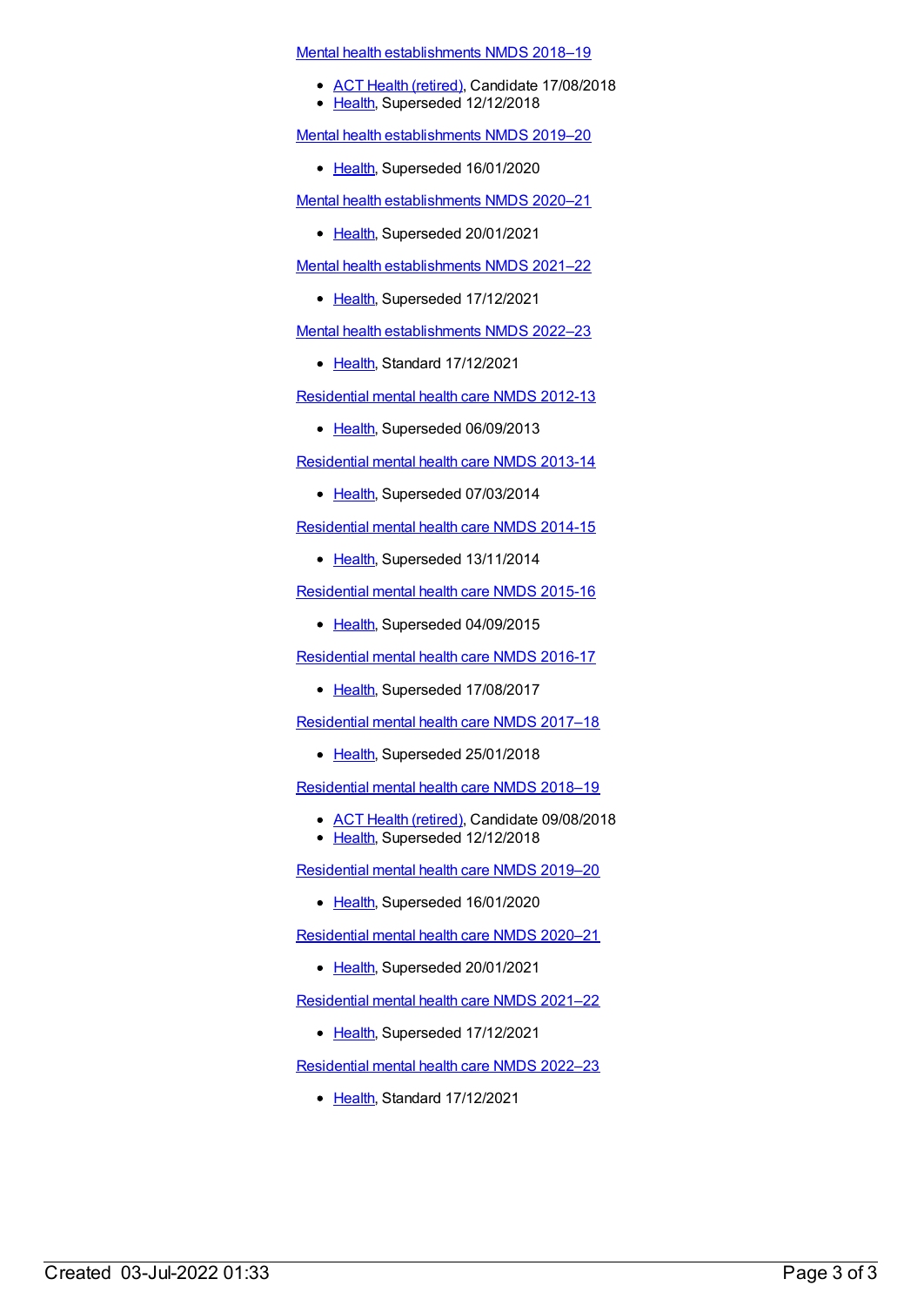Mental health establishments NMDS 2018–19

- ACT Health (retired), Candidate 17/08/2018
- Health, Superseded 12/12/2018

Mental health establishments NMDS 2019–20

- Health, Superseded 16/01/2020

Mental health establishments NMDS 2020–21

- Health, Superseded 20/01/2021

Mental health establishments NMDS 2021–22

- Health, Superseded 17/12/2021

Mental health establishments NMDS 2022–23

- Health, Standard 17/12/2021

Residential mental health care NMDS 2012-13

- Health, Superseded 06/09/2013

Residential mental health care NMDS 2013-14

- Health, Superseded 07/03/2014

Residential mental health care NMDS 2014-15

- Health, Superseded 13/11/2014

Residential mental health care NMDS 2015-16

- Health, Superseded 04/09/2015

Residential mental health care NMDS 2016-17

- Health, Superseded 17/08/2017

Residential mental health care NMDS 2017–18

- Health, Superseded 25/01/2018

Residential mental health care NMDS 2018–19

- ACT Health (retired), Candidate 09/08/2018
- Health, Superseded 12/12/2018

Residential mental health care NMDS 2019–20

- Health, Superseded 16/01/2020

Residential mental health care NMDS 2020–21

- Health, Superseded 20/01/2021

Residential mental health care NMDS 2021–22

- Health, Superseded 17/12/2021

Residential mental health care NMDS 2022–23

- Health, Standard 17/12/2021